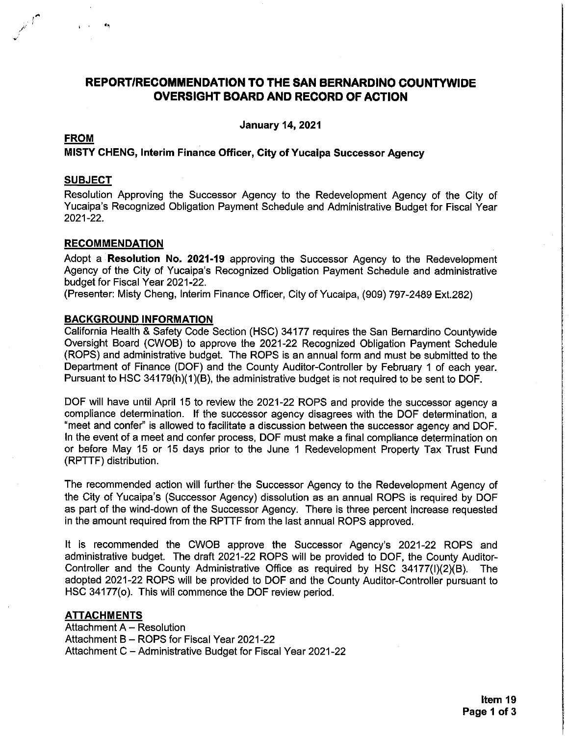# REPORT/RECOMMENDATION TO THE SAN BERNARDINO COUNTYWIDE OVERSIGHT BOARD AND RECORD OF ACTION

**January 14, 2021**

## FROM

**MISTY CHENG, Interim Finance Officer, City of Yucaipa Successor Agency**

## SUBJECT

Resolution Approving the Successor Agency to the Redevelopment Agency of the City of Yucaipa's Recognized Obligation Payment Schedule and Administrative Budget for Fiscal Year 2021-22.

## RECOMMENDATION

Adopt a **Resolution No. 2021-19** approving the Successor Agency to the Redevelopment Agency of the City of Yucaipa's Recognized Obligation Payment Schedule and administrative budget for Fiscal Year 2021-22.
(Presenter: Misty Cheng, Interim Finance Officer, City of Yucaipa, (909) 797-2489 Ext.282)

## BACKGROUND INFORMATION

California Health & Safety Code Section (HSC) 34177 requires the San Bernardino Countywide Oversight Board (CWOB) to approve the 2021-22 Recognized Obligation Payment Schedule (ROPS) and administrative budget. The ROPS is an annual form and must be submitted to the Department of Finance (DOF) and the County Auditor-Controller by February 1 of each year. Pursuant to HSC 34179(h)(1)(B), the administrative budget is not required to be sent to DOF.

DOF will have until April 15 to review the 2021-22 ROPS and provide the successor agency a compliance determination. If the successor agency disagrees with the DOF determination, a "meet and confer" is allowed to facilitate a discussion between the successor agency and DOF. In the event of a meet and confer process, DOF must make a final compliance determination on or before May 15 or 15 days prior to the June 1 Redevelopment Property Tax Trust Fund (RPTTF) distribution.

The recommended action will further the Successor Agency to the Redevelopment Agency of the City of Yucaipa's (Successor Agency) dissolution as an annual ROPS is required by DOF as part of the wind-down of the Successor Agency. There is three percent increase requested in the amount required from the RPTTF from the last annual ROPS approved.

It is recommended the CWOB approve the Successor Agency's 2021-22 ROPS and administrative budget. The draft 2021-22 ROPS will be provided to DOF, the County Auditor-Controller and the County Administrative Office as required by HSC 34177(l)(2)(B). The adopted 2021-22 ROPS will be provided to DOF and the County Auditor-Controller pursuant to HSC 34177(o). This will commence the DOF review period.

## ATTACHMENTS

Attachment A – Resolution
Attachment B – ROPS for Fiscal Year 2021-22
Attachment C – Administrative Budget for Fiscal Year 2021-22

**Item 19**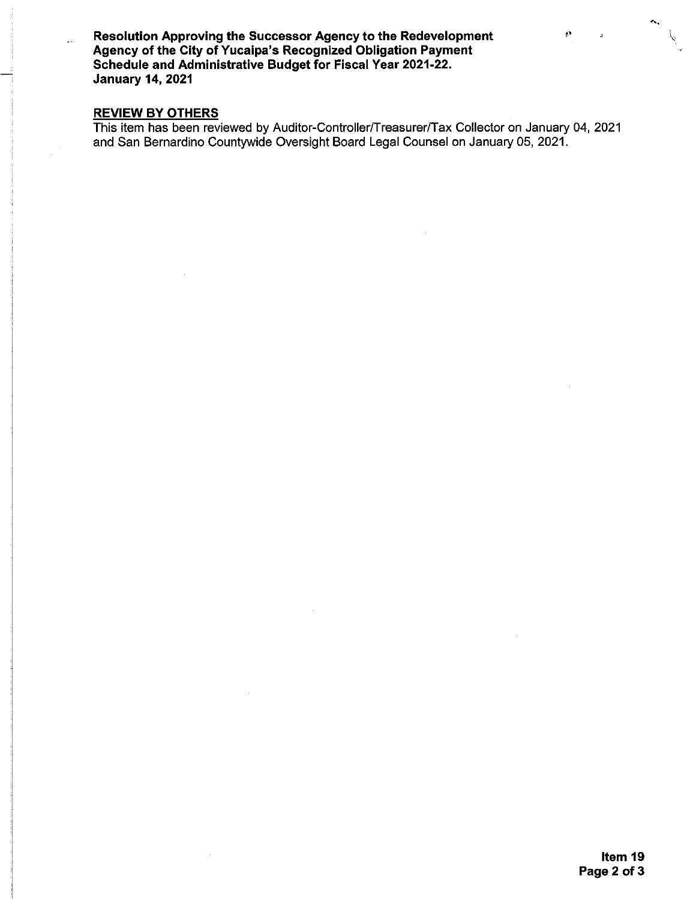## REVIEW BY OTHERS

This item has been reviewed by Auditor-Controller/Treasurer/Tax Collector on January 04, 2021 and San Bernardino Countywide Oversight Board Legal Counsel on January 05, 2021.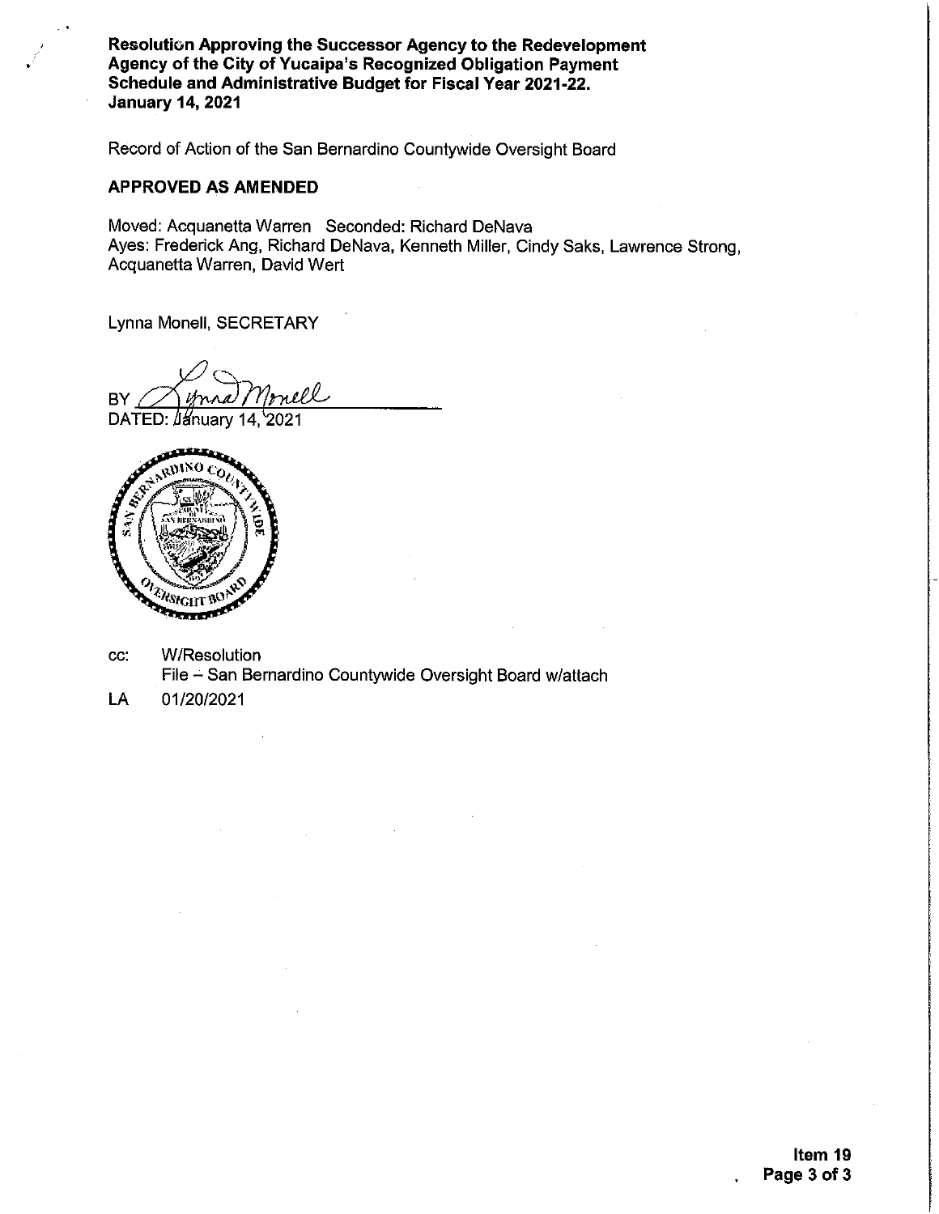**Resolution Approving the Successor Agency to the Redevelopment Agency of the City of Yucaipa's Recognized Obligation Payment Schedule and Administrative Budget for Fiscal Year 2021-22.**
**January 14, 2021**

Record of Action of the San Bernardino Countywide Oversight Board

**APPROVED AS AMENDED**

Moved: Acquanetta Warren Seconded: Richard DeNava
Ayes: Frederick Ang, Richard DeNava, Kenneth Miller, Cindy Saks, Lawrence Strong, Acquanetta Warren, David Wert

Lynna Monell, SECRETARY

BY ______________________
DATED: January 14, 2021

cc: W/Resolution
File – San Bernardino Countywide Oversight Board w/attach

LA 01/20/2021

Item 19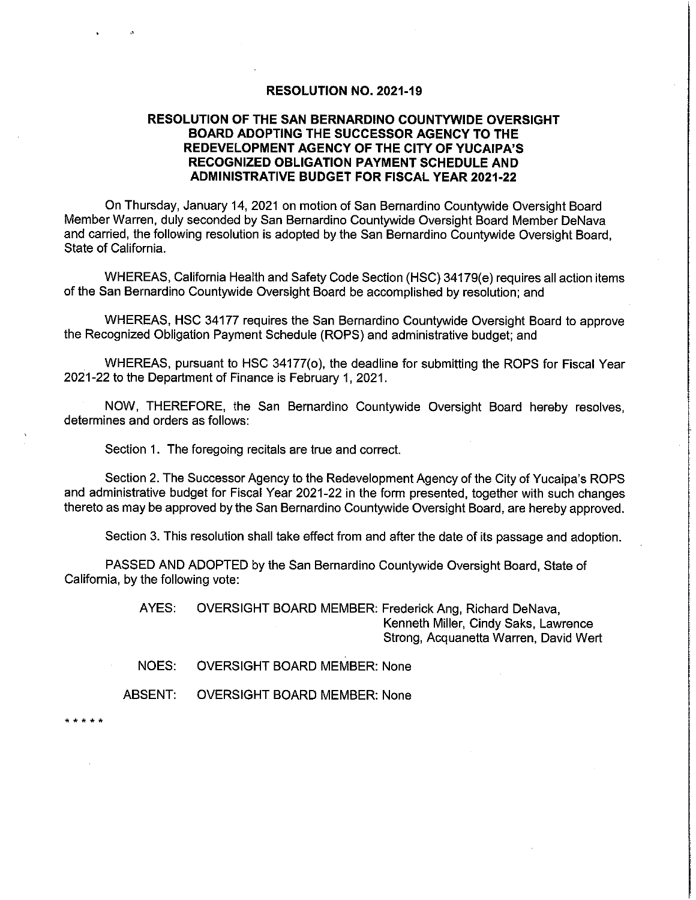**RESOLUTION NO. 2021-19**

**RESOLUTION OF THE SAN BERNARDINO COUNTYWIDE OVERSIGHT BOARD ADOPTING THE SUCCESSOR AGENCY TO THE REDEVELOPMENT AGENCY OF THE CITY OF YUCAIPA'S RECOGNIZED OBLIGATION PAYMENT SCHEDULE AND ADMINISTRATIVE BUDGET FOR FISCAL YEAR 2021-22**

On Thursday, January 14, 2021 on motion of San Bernardino Countywide Oversight Board Member Warren, duly seconded by San Bernardino Countywide Oversight Board Member DeNava and carried, the following resolution is adopted by the San Bernardino Countywide Oversight Board, State of California.

WHEREAS, California Health and Safety Code Section (HSC) 34179(e) requires all action items of the San Bernardino Countywide Oversight Board be accomplished by resolution; and

WHEREAS, HSC 34177 requires the San Bernardino Countywide Oversight Board to approve the Recognized Obligation Payment Schedule (ROPS) and administrative budget; and

WHEREAS, pursuant to HSC 34177(o), the deadline for submitting the ROPS for Fiscal Year 2021-22 to the Department of Finance is February 1, 2021.

NOW, THEREFORE, the San Bernardino Countywide Oversight Board hereby resolves, determines and orders as follows:

Section 1. The foregoing recitals are true and correct.

Section 2. The Successor Agency to the Redevelopment Agency of the City of Yucaipa's ROPS and administrative budget for Fiscal Year 2021-22 in the form presented, together with such changes thereto as may be approved by the San Bernardino Countywide Oversight Board, are hereby approved.

Section 3. This resolution shall take effect from and after the date of its passage and adoption.

PASSED AND ADOPTED by the San Bernardino Countywide Oversight Board, State of California, by the following vote:

AYES: OVERSIGHT BOARD MEMBER: Frederick Ang, Richard DeNava, Kenneth Miller, Cindy Saks, Lawrence Strong, Acquanetta Warren, David Wert

NOES: OVERSIGHT BOARD MEMBER: None

ABSENT: OVERSIGHT BOARD MEMBER: None

* * * * *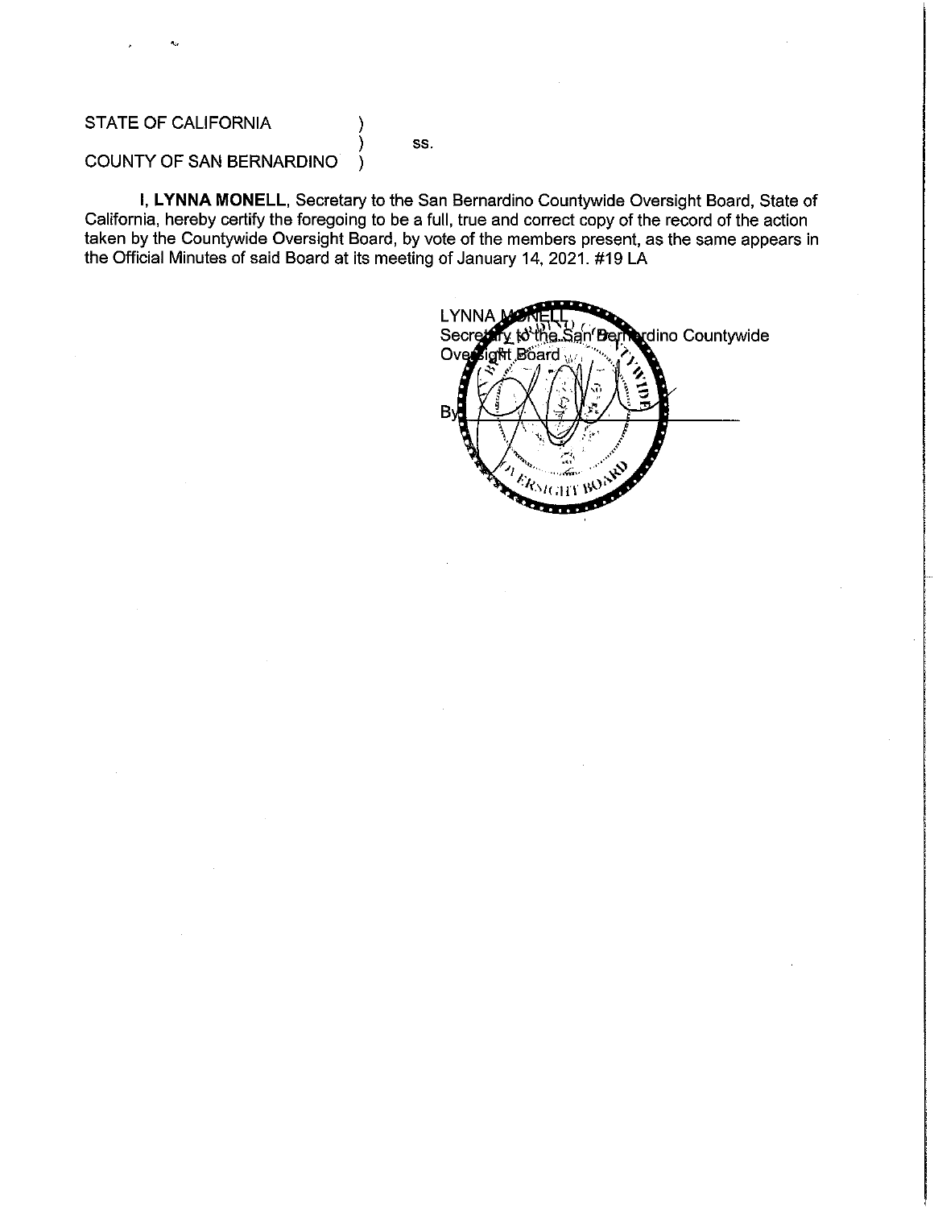STATE OF CALIFORNIA )
) ss.
COUNTY OF SAN BERNARDINO )

**I, LYNNA MONELL**, Secretary to the San Bernardino Countywide Oversight Board, State of California, hereby certify the foregoing to be a full, true and correct copy of the record of the action taken by the Countywide Oversight Board, by vote of the members present, as the same appears in the Official Minutes of said Board at its meeting of January 14, 2021. #19 LA

LYNNA MONELL
Secretary to the San Bernardino Countywide Oversight Board

By ______________________________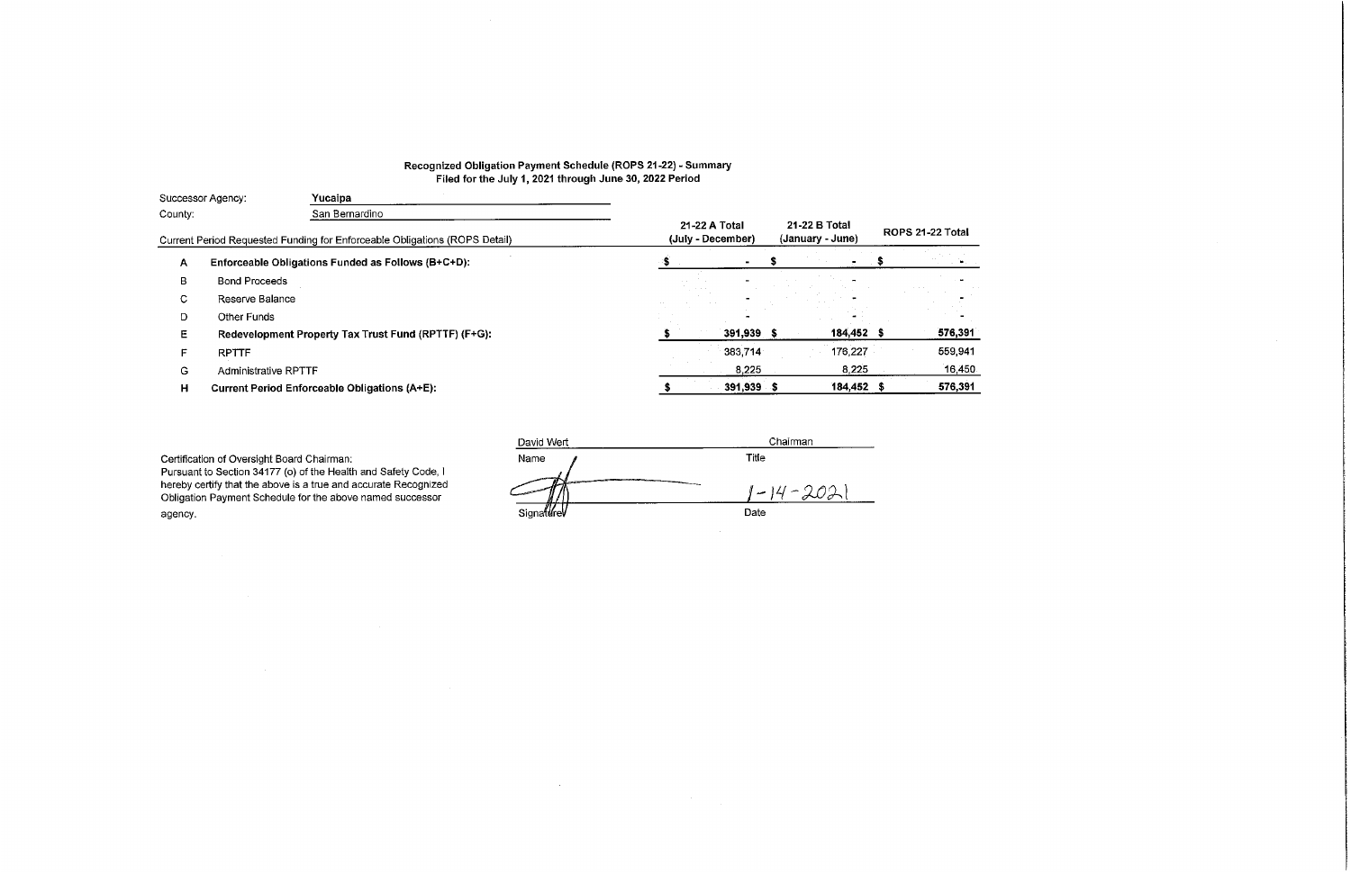**Recognized Obligation Payment Schedule (ROPS 21-22) - Summary**
**Filed for the July 1, 2021 through June 30, 2022 Period**

Successor Agency: **Yucaipa**
County: San Bernardino

| | Current Period Requested Funding for Enforceable Obligations (ROPS Detail) | 21-22 A Total (July - December) | 21-22 B Total (January - June) | ROPS 21-22 Total |
|---|---|---|---|---|
| A | **Enforceable Obligations Funded as Follows (B+C+D):** | $ - | $ - | $ - |
| B | Bond Proceeds | - | - | - |
| C | Reserve Balance | - | - | - |
| D | Other Funds | - | - | - |
| E | **Redevelopment Property Tax Trust Fund (RPTTF) (F+G):** | $ 391,939 | $ 184,452 | $ 576,391 |
| F | RPTTF | 383,714 | 176,227 | 559,941 |
| G | Administrative RPTTF | 8,225 | 8,225 | 16,450 |
| H | **Current Period Enforceable Obligations (A+E):** | $ 391,939 | $ 184,452 | $ 576,391 |

Certification of Oversight Board Chairman:
Pursuant to Section 34177 (o) of the Health and Safety Code, I hereby certify that the above is a true and accurate Recognized Obligation Payment Schedule for the above named successor agency.

| David Wert | Chairman |
|---|---|
| Name | Title |
| /s/ | 1-14-2021 |
| Signature | Date |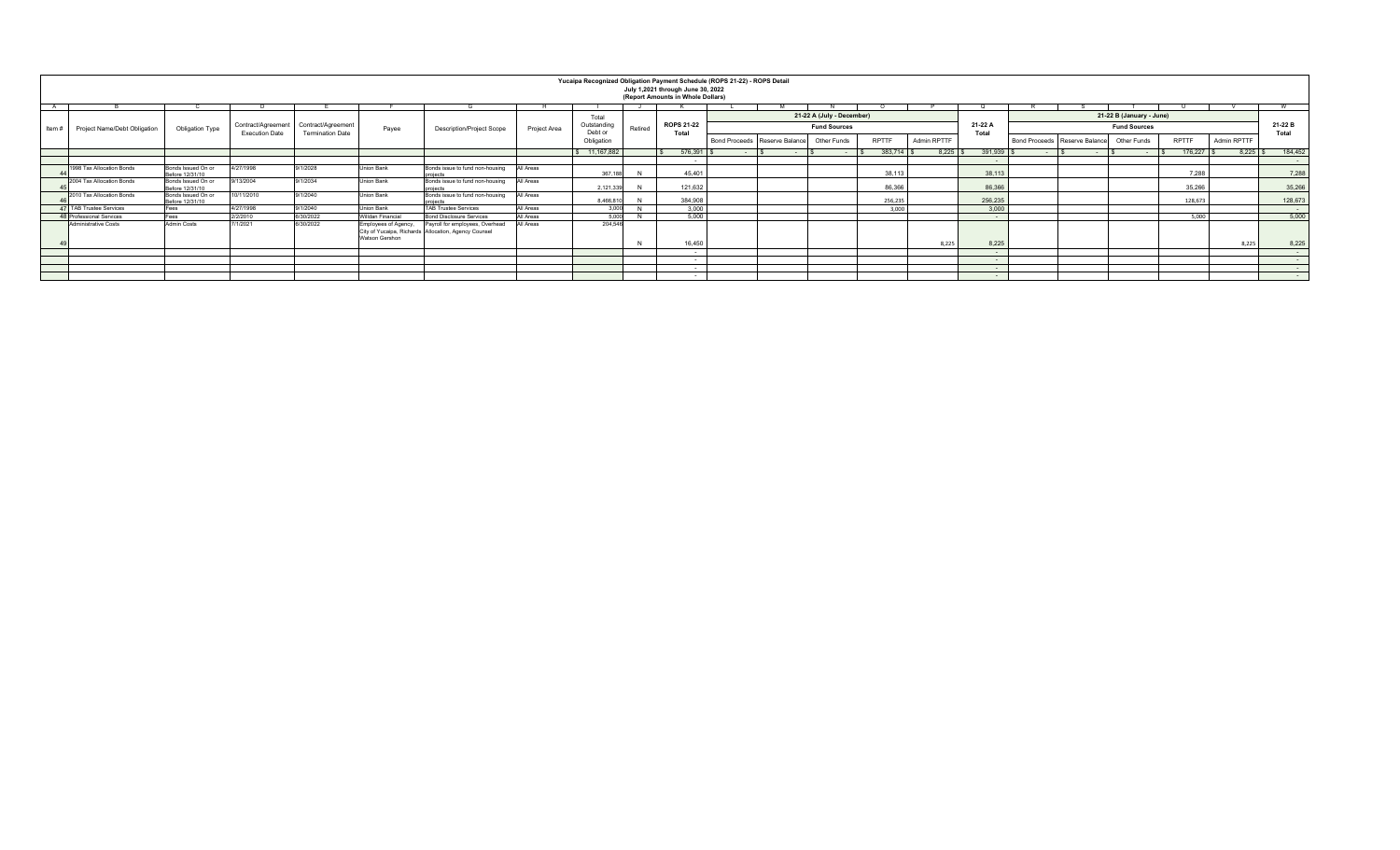**Yucaipa Recognized Obligation Payment Schedule (ROPS 21-22) - ROPS Detail**
**July 1,2021 through June 30, 2022**
**(Report Amounts in Whole Dollars)**

| A | B | C | D | E | F | G | H | I | J | K | L | M | N | O | P | Q | R | S | T | U | V | W |
|---|---|---|---|---|---|---|---|---|---|---|---|---|---|---|---|---|---|---|---|---|---|---|
| | | | | | | | | | | | 21-22 A (July - December) | | | | | | 21-22 B (January - June) | | | | | |
| | | | | | | | | | | | Fund Sources | | | | | | Fund Sources | | | | | |
| Item # | Project Name/Debt Obligation | Obligation Type | Contract/Agreement Execution Date | Contract/Agreement Termination Date | Payee | Description/Project Scope | Project Area | Total Outstanding Debt or Obligation | Retired | ROPS 21-22 Total | Bond Proceeds | Reserve Balance | Other Funds | RPTTF | Admin RPTTF | 21-22 A Total | Bond Proceeds | Reserve Balance | Other Funds | RPTTF | Admin RPTTF | 21-22 B Total |
| | | | | | | | | $ 11,167,882 | | $ 576,391 | $ - | $ - | $ - | $ 383,714 | $ 8,225 | $ 391,939 | $ - | $ - | $ - | $ 176,227 | $ 8,225 | $ 184,452 |
| | | | | | | | | | | - | | | | | | - | | | | | | - |
| 44 | 1998 Tax Allocation Bonds | Bonds Issued On or Before 12/31/10 | 4/27/1998 | 9/1/2028 | Union Bank | Bonds issue to fund non-housing projects | All Areas | 367,188 | N | 45,401 | | | | 38,113 | | 38,113 | | | | 7,288 | | 7,288 |
| 45 | 2004 Tax Allocation Bonds | Bonds Issued On or Before 12/31/10 | 9/13/2004 | 9/1/2034 | Union Bank | Bonds issue to fund non-housing projects | All Areas | 2,121,339 | N | 121,632 | | | | 86,366 | | 86,366 | | | | 35,266 | | 35,266 |
| 46 | 2010 Tax Allocation Bonds | Bonds Issued On or Before 12/31/10 | 10/11/2010 | 9/1/2040 | Union Bank | Bonds issue to fund non-housing projects | All Areas | 8,466,810 | N | 384,908 | | | | 256,235 | | 256,235 | | | | 128,673 | | 128,673 |
| 47 | TAB Trustee Services | Fees | 4/27/1998 | 9/1/2040 | Union Bank | TAB Trustee Services | All Areas | 3,000 | N | 3,000 | | | | 3,000 | | 3,000 | | | | | | - |
| 48 | Professional Services | Fees | 2/2/2010 | 6/30/2022 | Willdan Financial | Bond Disclosure Services | All Areas | 5,000 | N | 5,000 | | | | | | - | | | | 5,000 | | 5,000 |
| 49 | Administrative Costs | Admin Costs | 7/1/2021 | 6/30/2022 | Employees of Agency, City of Yucaipa, Richards Watson Gershon | Payroll for employees, Overhead Allocation, Agency Counsel | All Areas | 204,546 | N | 16,450 | | | | | 8,225 | 8,225 | | | | | 8,225 | 8,225 |
| | | | | | | | | | | - | | | | | | - | | | | | | - |
| | | | | | | | | | | - | | | | | | - | | | | | | - |
| | | | | | | | | | | - | | | | | | - | | | | | | - |
| | | | | | | | | | | - | | | | | | - | | | | | | - |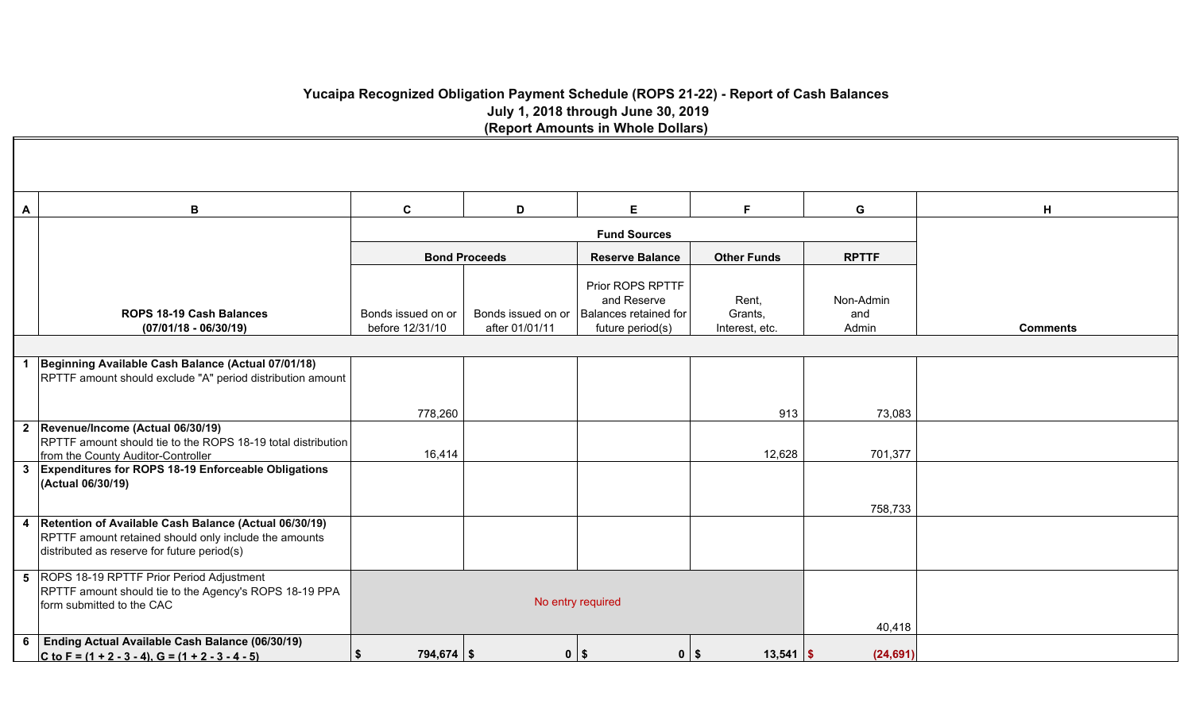# Yucaipa Recognized Obligation Payment Schedule (ROPS 21-22) - Report of Cash Balances

## July 1, 2018 through June 30, 2019

### (Report Amounts in Whole Dollars)

| A | B | C | D | E | F | G | H |
|---|---|---|---|---|---|---|---|
| | | **Fund Sources** | | | | | |
| | | **Bond Proceeds** | | **Reserve Balance** | **Other Funds** | **RPTTF** | |
| | **ROPS 18-19 Cash Balances (07/01/18 - 06/30/19)** | Bonds issued on or before 12/31/10 | Bonds issued on or after 01/01/11 | Prior ROPS RPTTF and Reserve Balances retained for future period(s) | Rent, Grants, Interest, etc. | Non-Admin and Admin | **Comments** |
| 1 | **Beginning Available Cash Balance (Actual 07/01/18)** RPTTF amount should exclude "A" period distribution amount | 778,260 | | | 913 | 73,083 | |
| 2 | **Revenue/Income (Actual 06/30/19)** RPTTF amount should tie to the ROPS 18-19 total distribution from the County Auditor-Controller | 16,414 | | | 12,628 | 701,377 | |
| 3 | **Expenditures for ROPS 18-19 Enforceable Obligations (Actual 06/30/19)** | | | | | 758,733 | |
| 4 | **Retention of Available Cash Balance (Actual 06/30/19)** RPTTF amount retained should only include the amounts distributed as reserve for future period(s) | | | | | | |
| 5 | ROPS 18-19 RPTTF Prior Period Adjustment RPTTF amount should tie to the Agency's ROPS 18-19 PPA form submitted to the CAC | No entry required | | | | 40,418 | |
| 6 | **Ending Actual Available Cash Balance (06/30/19) C to F = (1 + 2 - 3 - 4), G = (1 + 2 - 3 - 4 - 5)** | $ 794,674 | $ 0 | $ 0 | $ 13,541 | $ (24,691) | |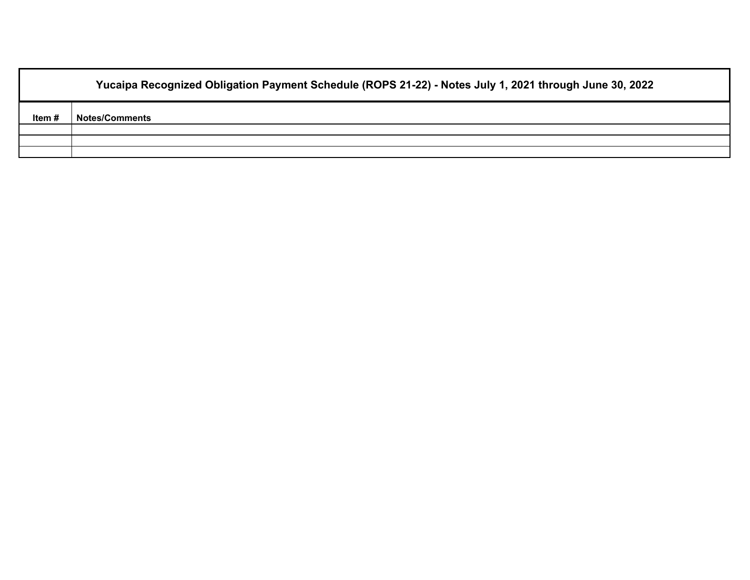# Yucaipa Recognized Obligation Payment Schedule (ROPS 21-22) - Notes July 1, 2021 through June 30, 2022

| Item # | Notes/Comments |
|---|---|
| | |
| | |
| | |